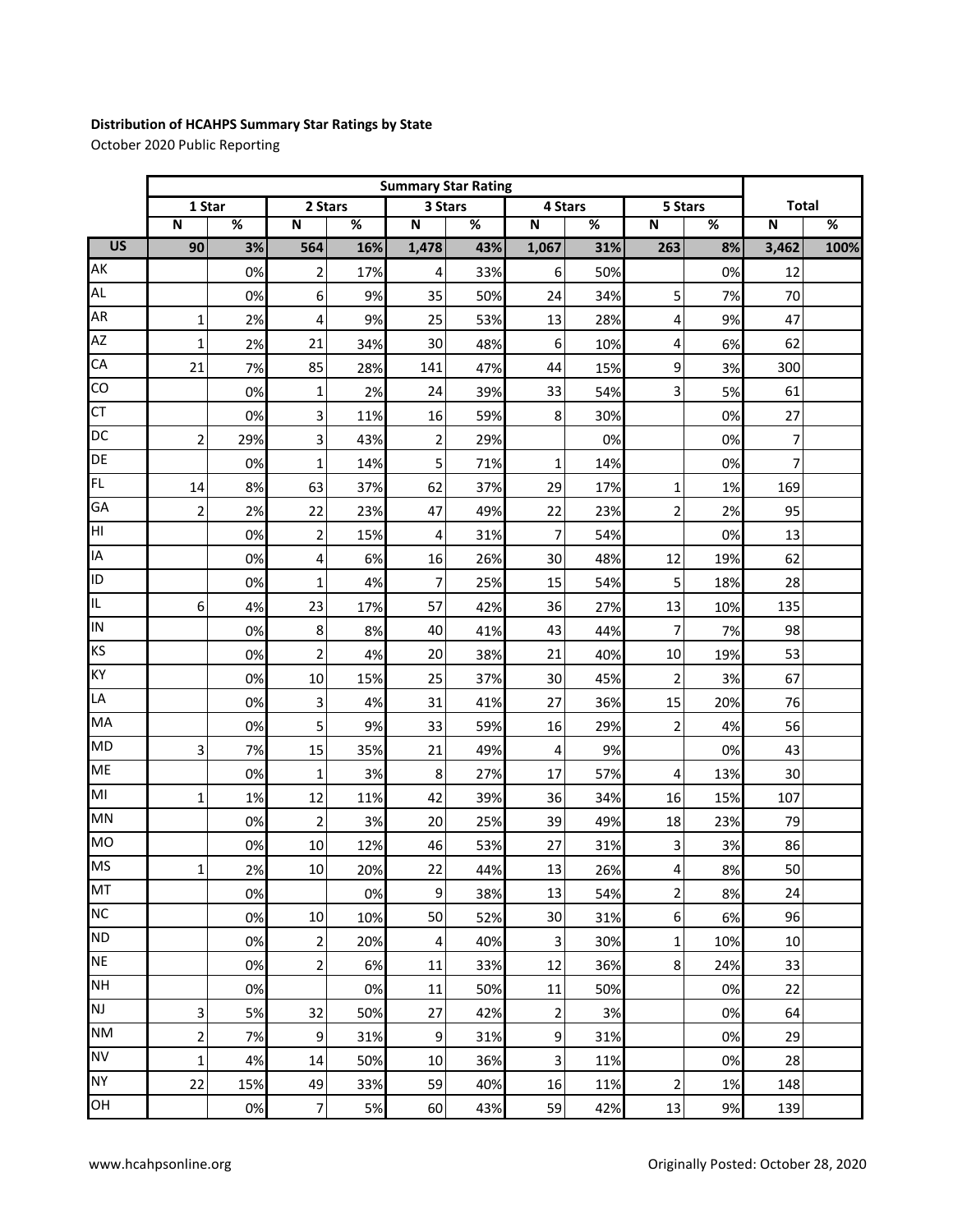**Distribution of HCAHPS Summary Star Ratings by State**

October 2020 Public Reporting

| | Summary Star Rating | | | | | | | | | | | |
|---|---|---|---|---|---|---|---|---|---|---|---|---|
| | 1 Star | | 2 Stars | | 3 Stars | | 4 Stars | | 5 Stars | | Total | |
| | N | % | N | % | N | % | N | % | N | % | N | % |
| **US** | **90** | **3%** | **564** | **16%** | **1,478** | **43%** | **1,067** | **31%** | **263** | **8%** | **3,462** | **100%** |
| AK | | 0% | 2 | 17% | 4 | 33% | 6 | 50% | | 0% | 12 | |
| AL | | 0% | 6 | 9% | 35 | 50% | 24 | 34% | 5 | 7% | 70 | |
| AR | 1 | 2% | 4 | 9% | 25 | 53% | 13 | 28% | 4 | 9% | 47 | |
| AZ | 1 | 2% | 21 | 34% | 30 | 48% | 6 | 10% | 4 | 6% | 62 | |
| CA | 21 | 7% | 85 | 28% | 141 | 47% | 44 | 15% | 9 | 3% | 300 | |
| CO | | 0% | 1 | 2% | 24 | 39% | 33 | 54% | 3 | 5% | 61 | |
| CT | | 0% | 3 | 11% | 16 | 59% | 8 | 30% | | 0% | 27 | |
| DC | 2 | 29% | 3 | 43% | 2 | 29% | | 0% | | 0% | 7 | |
| DE | | 0% | 1 | 14% | 5 | 71% | 1 | 14% | | 0% | 7 | |
| FL | 14 | 8% | 63 | 37% | 62 | 37% | 29 | 17% | 1 | 1% | 169 | |
| GA | 2 | 2% | 22 | 23% | 47 | 49% | 22 | 23% | 2 | 2% | 95 | |
| HI | | 0% | 2 | 15% | 4 | 31% | 7 | 54% | | 0% | 13 | |
| IA | | 0% | 4 | 6% | 16 | 26% | 30 | 48% | 12 | 19% | 62 | |
| ID | | 0% | 1 | 4% | 7 | 25% | 15 | 54% | 5 | 18% | 28 | |
| IL | 6 | 4% | 23 | 17% | 57 | 42% | 36 | 27% | 13 | 10% | 135 | |
| IN | | 0% | 8 | 8% | 40 | 41% | 43 | 44% | 7 | 7% | 98 | |
| KS | | 0% | 2 | 4% | 20 | 38% | 21 | 40% | 10 | 19% | 53 | |
| KY | | 0% | 10 | 15% | 25 | 37% | 30 | 45% | 2 | 3% | 67 | |
| LA | | 0% | 3 | 4% | 31 | 41% | 27 | 36% | 15 | 20% | 76 | |
| MA | | 0% | 5 | 9% | 33 | 59% | 16 | 29% | 2 | 4% | 56 | |
| MD | 3 | 7% | 15 | 35% | 21 | 49% | 4 | 9% | | 0% | 43 | |
| ME | | 0% | 1 | 3% | 8 | 27% | 17 | 57% | 4 | 13% | 30 | |
| MI | 1 | 1% | 12 | 11% | 42 | 39% | 36 | 34% | 16 | 15% | 107 | |
| MN | | 0% | 2 | 3% | 20 | 25% | 39 | 49% | 18 | 23% | 79 | |
| MO | | 0% | 10 | 12% | 46 | 53% | 27 | 31% | 3 | 3% | 86 | |
| MS | 1 | 2% | 10 | 20% | 22 | 44% | 13 | 26% | 4 | 8% | 50 | |
| MT | | 0% | | 0% | 9 | 38% | 13 | 54% | 2 | 8% | 24 | |
| NC | | 0% | 10 | 10% | 50 | 52% | 30 | 31% | 6 | 6% | 96 | |
| ND | | 0% | 2 | 20% | 4 | 40% | 3 | 30% | 1 | 10% | 10 | |
| NE | | 0% | 2 | 6% | 11 | 33% | 12 | 36% | 8 | 24% | 33 | |
| NH | | 0% | | 0% | 11 | 50% | 11 | 50% | | 0% | 22 | |
| NJ | 3 | 5% | 32 | 50% | 27 | 42% | 2 | 3% | | 0% | 64 | |
| NM | 2 | 7% | 9 | 31% | 9 | 31% | 9 | 31% | | 0% | 29 | |
| NV | 1 | 4% | 14 | 50% | 10 | 36% | 3 | 11% | | 0% | 28 | |
| NY | 22 | 15% | 49 | 33% | 59 | 40% | 16 | 11% | 2 | 1% | 148 | |
| OH | | 0% | 7 | 5% | 60 | 43% | 59 | 42% | 13 | 9% | 139 | |

www.hcahpsonline.org

Originally Posted: October 28, 2020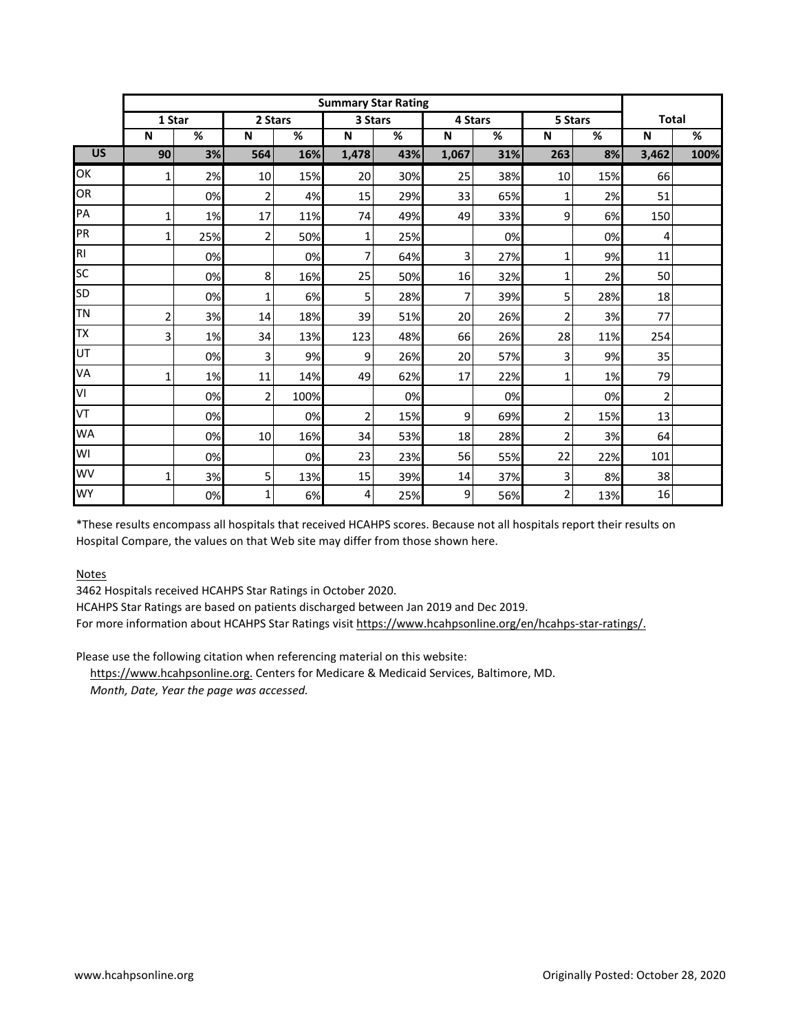| | Summary Star Rating | | | | | | | | | | Total | |
|---|---|---|---|---|---|---|---|---|---|---|---|---|
| | 1 Star | | 2 Stars | | 3 Stars | | 4 Stars | | 5 Stars | | | |
| | N | % | N | % | N | % | N | % | N | % | N | % |
| **US** | **90** | **3%** | **564** | **16%** | **1,478** | **43%** | **1,067** | **31%** | **263** | **8%** | **3,462** | **100%** |
| OK | 1 | 2% | 10 | 15% | 20 | 30% | 25 | 38% | 10 | 15% | 66 | |
| OR | | 0% | 2 | 4% | 15 | 29% | 33 | 65% | 1 | 2% | 51 | |
| PA | 1 | 1% | 17 | 11% | 74 | 49% | 49 | 33% | 9 | 6% | 150 | |
| PR | 1 | 25% | 2 | 50% | 1 | 25% | | 0% | | 0% | 4 | |
| RI | | 0% | | 0% | 7 | 64% | 3 | 27% | 1 | 9% | 11 | |
| SC | | 0% | 8 | 16% | 25 | 50% | 16 | 32% | 1 | 2% | 50 | |
| SD | | 0% | 1 | 6% | 5 | 28% | 7 | 39% | 5 | 28% | 18 | |
| TN | 2 | 3% | 14 | 18% | 39 | 51% | 20 | 26% | 2 | 3% | 77 | |
| TX | 3 | 1% | 34 | 13% | 123 | 48% | 66 | 26% | 28 | 11% | 254 | |
| UT | | 0% | 3 | 9% | 9 | 26% | 20 | 57% | 3 | 9% | 35 | |
| VA | 1 | 1% | 11 | 14% | 49 | 62% | 17 | 22% | 1 | 1% | 79 | |
| VI | | 0% | 2 | 100% | | 0% | | 0% | | 0% | 2 | |
| VT | | 0% | | 0% | 2 | 15% | 9 | 69% | 2 | 15% | 13 | |
| WA | | 0% | 10 | 16% | 34 | 53% | 18 | 28% | 2 | 3% | 64 | |
| WI | | 0% | | 0% | 23 | 23% | 56 | 55% | 22 | 22% | 101 | |
| WV | 1 | 3% | 5 | 13% | 15 | 39% | 14 | 37% | 3 | 8% | 38 | |
| WY | | 0% | 1 | 6% | 4 | 25% | 9 | 56% | 2 | 13% | 16 | |

*These results encompass all hospitals that received HCAHPS scores. Because not all hospitals report their results on Hospital Compare, the values on that Web site may differ from those shown here.

Notes

3462 Hospitals received HCAHPS Star Ratings in October 2020.
HCAHPS Star Ratings are based on patients discharged between Jan 2019 and Dec 2019.
For more information about HCAHPS Star Ratings visit https://www.hcahpsonline.org/en/hcahps-star-ratings/.

Please use the following citation when referencing material on this website:
https://www.hcahpsonline.org. Centers for Medicare & Medicaid Services, Baltimore, MD.
*Month, Date, Year the page was accessed.*

www.hcahpsonline.org

Originally Posted: October 28, 2020